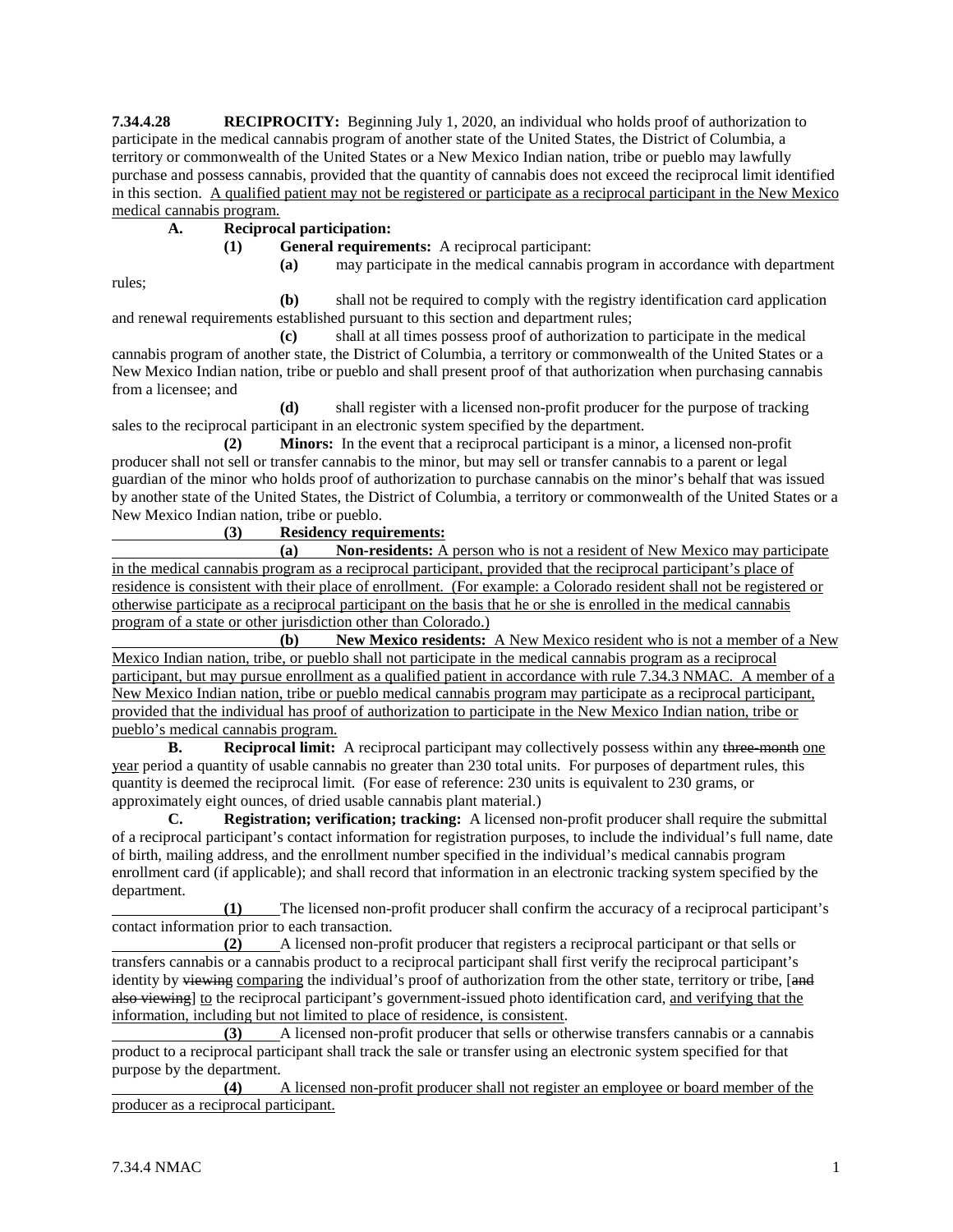**7.34.4.28 RECIPROCITY:** Beginning July 1, 2020, an individual who holds proof of authorization to participate in the medical cannabis program of another state of the United States, the District of Columbia, a territory or commonwealth of the United States or a New Mexico Indian nation, tribe or pueblo may lawfully purchase and possess cannabis, provided that the quantity of cannabis does not exceed the reciprocal limit identified in this section. <u>A qualified patient may not be registered or participate as a reciprocal participant in the New Mexico medical cannabis program.</u>

**A. Reciprocal participation:**

**(1) General requirements:** A reciprocal participant:

**(a)** may participate in the medical cannabis program in accordance with department rules;

**(b)** shall not be required to comply with the registry identification card application and renewal requirements established pursuant to this section and department rules;

**(c)** shall at all times possess proof of authorization to participate in the medical cannabis program of another state, the District of Columbia, a territory or commonwealth of the United States or a New Mexico Indian nation, tribe or pueblo and shall present proof of that authorization when purchasing cannabis from a licensee; and

**(d)** shall register with a licensed non-profit producer for the purpose of tracking sales to the reciprocal participant in an electronic system specified by the department.

**(2) Minors:** In the event that a reciprocal participant is a minor, a licensed non-profit producer shall not sell or transfer cannabis to the minor, but may sell or transfer cannabis to a parent or legal guardian of the minor who holds proof of authorization to purchase cannabis on the minor's behalf that was issued by another state of the United States, the District of Columbia, a territory or commonwealth of the United States or a New Mexico Indian nation, tribe or pueblo.

<u>**(3) Residency requirements:**</u>

<u>**(a) Non-residents:** A person who is not a resident of New Mexico may participate in the medical cannabis program as a reciprocal participant, provided that the reciprocal participant's place of residence is consistent with their place of enrollment. (For example: a Colorado resident shall not be registered or otherwise participate as a reciprocal participant on the basis that he or she is enrolled in the medical cannabis program of a state or other jurisdiction other than Colorado.)</u>

<u>**(b) New Mexico residents:** A New Mexico resident who is not a member of a New Mexico Indian nation, tribe, or pueblo shall not participate in the medical cannabis program as a reciprocal participant, but may pursue enrollment as a qualified patient in accordance with rule 7.34.3 NMAC. A member of a New Mexico Indian nation, tribe or pueblo medical cannabis program may participate as a reciprocal participant, provided that the individual has proof of authorization to participate in the New Mexico Indian nation, tribe or pueblo's medical cannabis program.</u>

**B. Reciprocal limit:** A reciprocal participant may collectively possess within any ~~three-month~~ <u>one year</u> period a quantity of usable cannabis no greater than 230 total units. For purposes of department rules, this quantity is deemed the reciprocal limit. (For ease of reference: 230 units is equivalent to 230 grams, or approximately eight ounces, of dried usable cannabis plant material.)

**C. Registration; verification; tracking:** A licensed non-profit producer shall require the submittal of a reciprocal participant's contact information for registration purposes, to include the individual's full name, date of birth, mailing address, and the enrollment number specified in the individual's medical cannabis program enrollment card (if applicable); and shall record that information in an electronic tracking system specified by the department.

<u>**(1)** The licensed non-profit producer shall confirm the accuracy of a reciprocal participant's contact information prior to each transaction.</u>

<u>**(2)**</u> A licensed non-profit producer that registers a reciprocal participant or that sells or transfers cannabis or a cannabis product to a reciprocal participant shall first verify the reciprocal participant's identity by ~~viewing~~ <u>comparing</u> the individual's proof of authorization from the other state, territory or tribe, [~~and also viewing~~] <u>to</u> the reciprocal participant's government-issued photo identification card, <u>and verifying that the information, including but not limited to place of residence, is consistent</u>.

<u>**(3)**</u> A licensed non-profit producer that sells or otherwise transfers cannabis or a cannabis product to a reciprocal participant shall track the sale or transfer using an electronic system specified for that purpose by the department.

<u>**(4)** A licensed non-profit producer shall not register an employee or board member of the producer as a reciprocal participant.</u>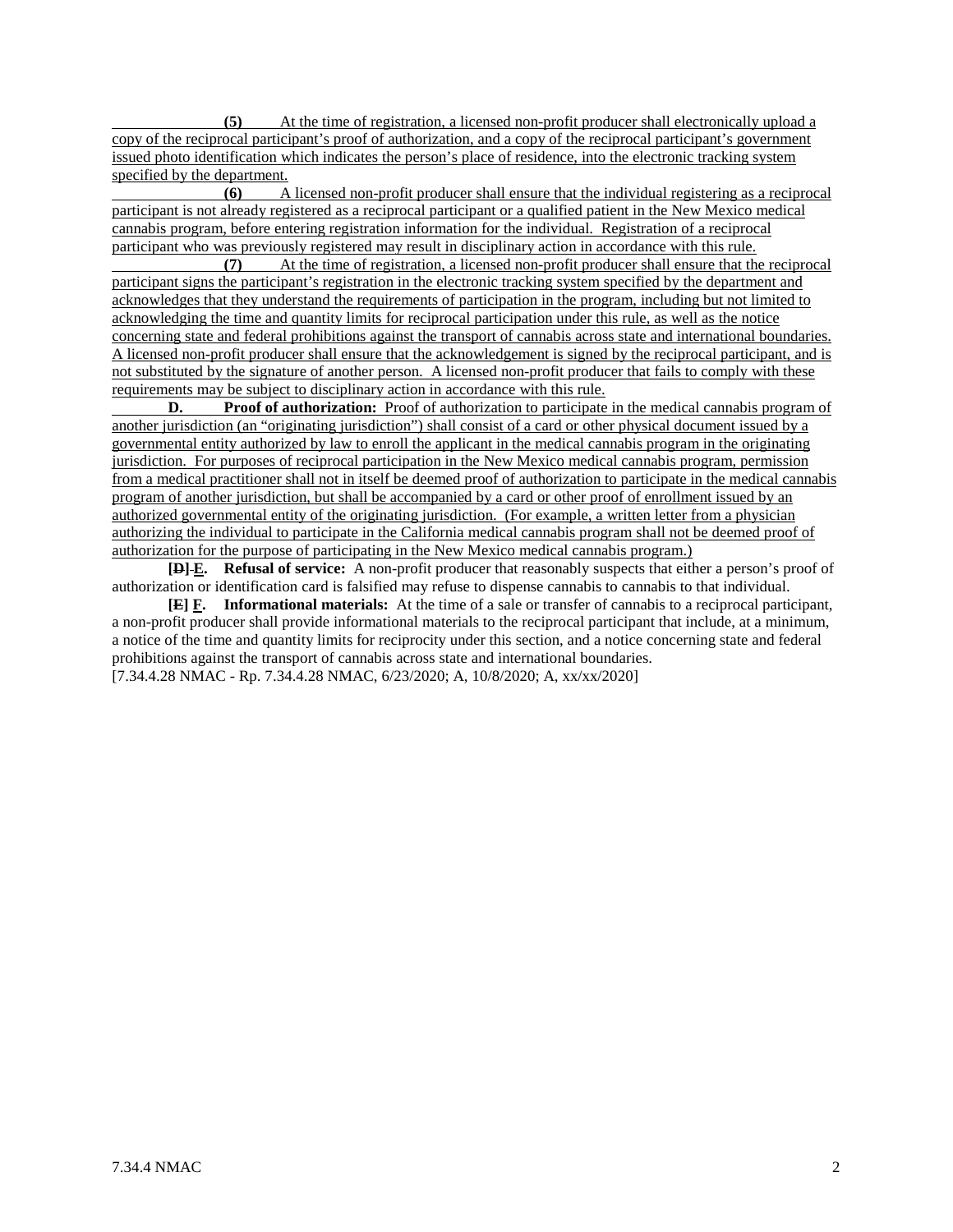**(5)** At the time of registration, a licensed non-profit producer shall electronically upload a copy of the reciprocal participant's proof of authorization, and a copy of the reciprocal participant's government issued photo identification which indicates the person's place of residence, into the electronic tracking system specified by the department.

**(6)** A licensed non-profit producer shall ensure that the individual registering as a reciprocal participant is not already registered as a reciprocal participant or a qualified patient in the New Mexico medical cannabis program, before entering registration information for the individual. Registration of a reciprocal participant who was previously registered may result in disciplinary action in accordance with this rule.

**(7)** At the time of registration, a licensed non-profit producer shall ensure that the reciprocal participant signs the participant's registration in the electronic tracking system specified by the department and acknowledges that they understand the requirements of participation in the program, including but not limited to acknowledging the time and quantity limits for reciprocal participation under this rule, as well as the notice concerning state and federal prohibitions against the transport of cannabis across state and international boundaries. A licensed non-profit producer shall ensure that the acknowledgement is signed by the reciprocal participant, and is not substituted by the signature of another person. A licensed non-profit producer that fails to comply with these requirements may be subject to disciplinary action in accordance with this rule.

**D. Proof of authorization:** Proof of authorization to participate in the medical cannabis program of another jurisdiction (an "originating jurisdiction") shall consist of a card or other physical document issued by a governmental entity authorized by law to enroll the applicant in the medical cannabis program in the originating jurisdiction. For purposes of reciprocal participation in the New Mexico medical cannabis program, permission from a medical practitioner shall not in itself be deemed proof of authorization to participate in the medical cannabis program of another jurisdiction, but shall be accompanied by a card or other proof of enrollment issued by an authorized governmental entity of the originating jurisdiction. (For example, a written letter from a physician authorizing the individual to participate in the California medical cannabis program shall not be deemed proof of authorization for the purpose of participating in the New Mexico medical cannabis program.)

**[~~D~~] E. Refusal of service:** A non-profit producer that reasonably suspects that either a person's proof of authorization or identification card is falsified may refuse to dispense cannabis to cannabis to that individual.

**[~~E~~] F. Informational materials:** At the time of a sale or transfer of cannabis to a reciprocal participant, a non-profit producer shall provide informational materials to the reciprocal participant that include, at a minimum, a notice of the time and quantity limits for reciprocity under this section, and a notice concerning state and federal prohibitions against the transport of cannabis across state and international boundaries.

[7.34.4.28 NMAC - Rp. 7.34.4.28 NMAC, 6/23/2020; A, 10/8/2020; A, xx/xx/2020]